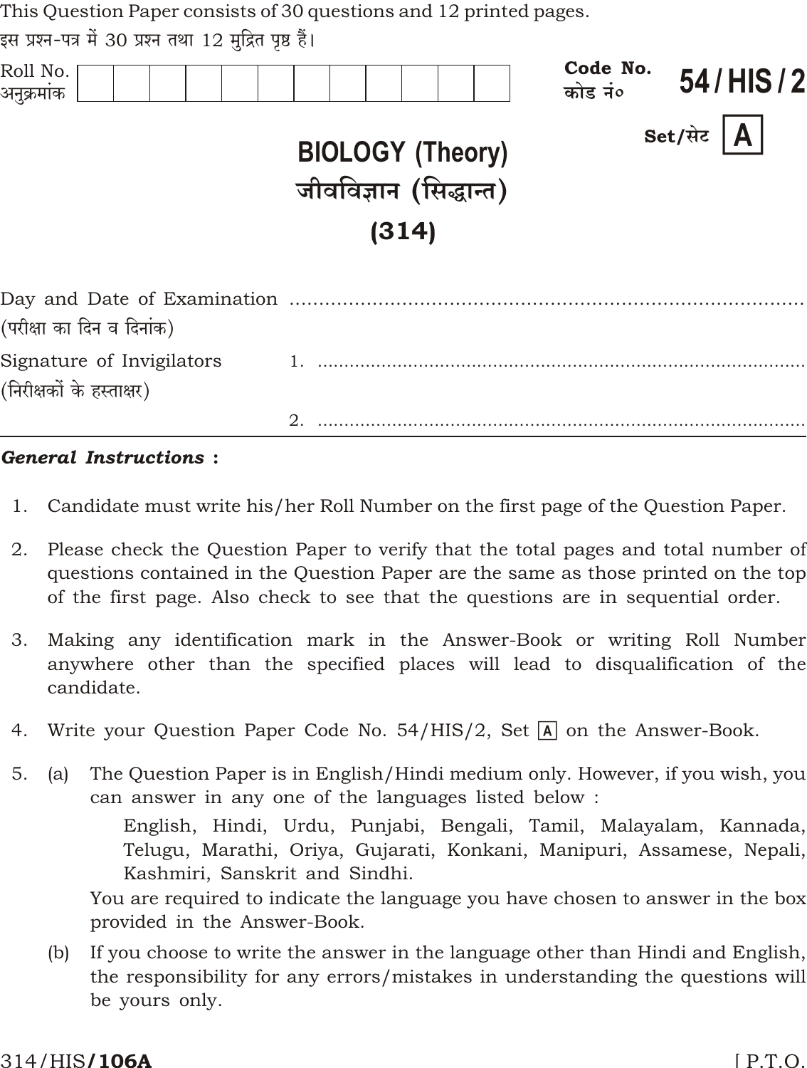This Question Paper consists of 30 questions and 12 printed pages.

इस प्रश्न-पत्र में 30 प्रश्न तथा 12 मुद्रित पृष्ठ हैं।

Roll No.
अनुक्रमांक

Code No. **54 / HIS / 2**
कोड नं०

Set/सेट **A**

# BIOLOGY (Theory)
# जीवविज्ञान (सिद्धान्त)
## (314)

Day and Date of Examination ..............................................
(परीक्षा का दिन व दिनांक)

Signature of Invigilators 1. ..............................................
(निरीक्षकों के हस्ताक्षर)

2. ..............................................

***General Instructions :***

1. Candidate must write his/her Roll Number on the first page of the Question Paper.

2. Please check the Question Paper to verify that the total pages and total number of questions contained in the Question Paper are the same as those printed on the top of the first page. Also check to see that the questions are in sequential order.

3. Making any identification mark in the Answer-Book or writing Roll Number anywhere other than the specified places will lead to disqualification of the candidate.

4. Write your Question Paper Code No. 54/HIS/2, Set A on the Answer-Book.

5. (a) The Question Paper is in English/Hindi medium only. However, if you wish, you can answer in any one of the languages listed below :

   English, Hindi, Urdu, Punjabi, Bengali, Tamil, Malayalam, Kannada, Telugu, Marathi, Oriya, Gujarati, Konkani, Manipuri, Assamese, Nepali, Kashmiri, Sanskrit and Sindhi.

   You are required to indicate the language you have chosen to answer in the box provided in the Answer-Book.

   (b) If you choose to write the answer in the language other than Hindi and English, the responsibility for any errors/mistakes in understanding the questions will be yours only.

314/HIS/106A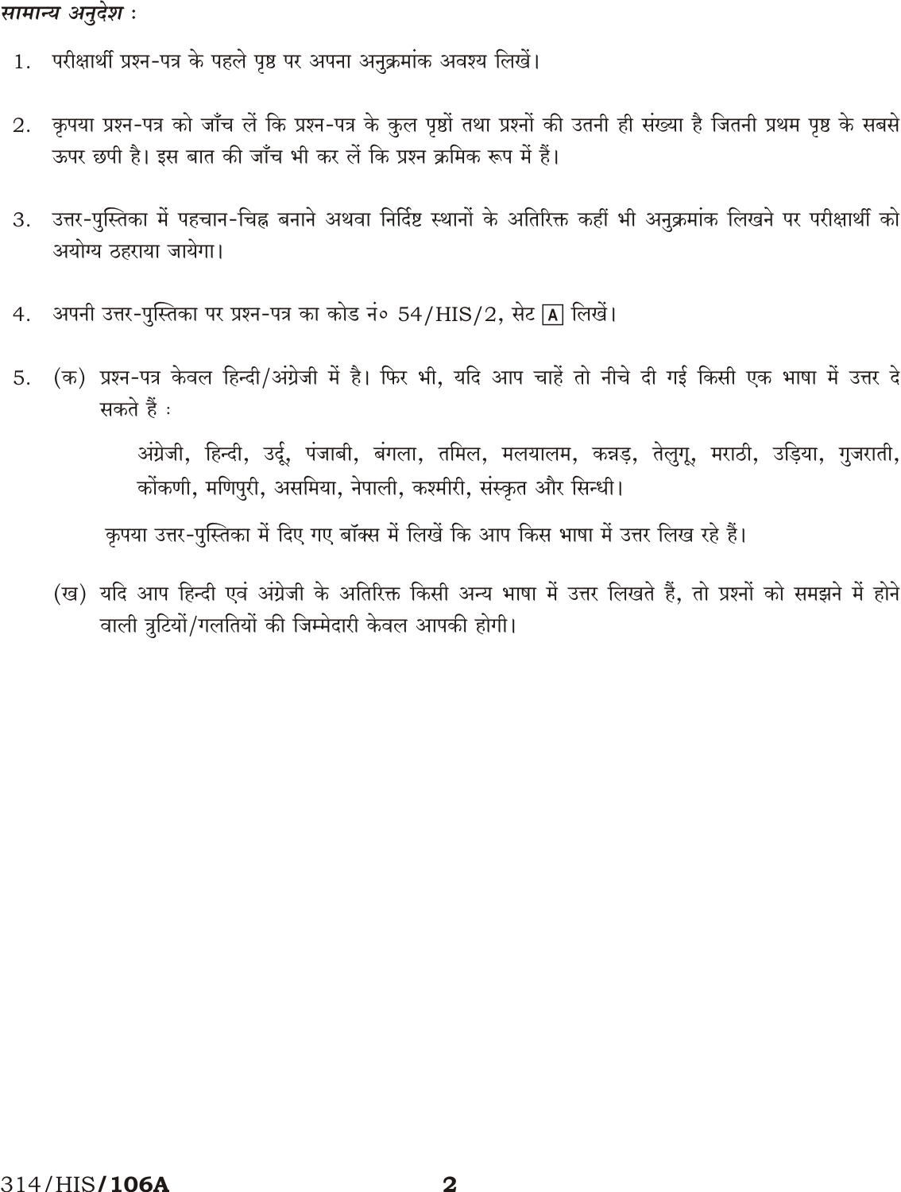*सामान्य अनुदेश :*

1. परीक्षार्थी प्रश्न-पत्र के पहले पृष्ठ पर अपना अनुक्रमांक अवश्य लिखें।

2. कृपया प्रश्न-पत्र को जाँच लें कि प्रश्न-पत्र के कुल पृष्ठों तथा प्रश्नों की उतनी ही संख्या है जितनी प्रथम पृष्ठ के सबसे ऊपर छपी है। इस बात की जाँच भी कर लें कि प्रश्न क्रमिक रूप में हैं।

3. उत्तर-पुस्तिका में पहचान-चिह्न बनाने अथवा निर्दिष्ट स्थानों के अतिरिक्त कहीं भी अनुक्रमांक लिखने पर परीक्षार्थी को अयोग्य ठहराया जायेगा।

4. अपनी उत्तर-पुस्तिका पर प्रश्न-पत्र का कोड नं० 54/HIS/2, सेट [A] लिखें।

5. (क) प्रश्न-पत्र केवल हिन्दी/अंग्रेजी में है। फिर भी, यदि आप चाहें तो नीचे दी गई किसी एक भाषा में उत्तर दे सकते हैं :

   अंग्रेजी, हिन्दी, उर्दू, पंजाबी, बंगला, तमिल, मलयालम, कन्नड़, तेलुगू, मराठी, उड़िया, गुजराती, कोंकणी, मणिपुरी, असमिया, नेपाली, कश्मीरी, संस्कृत और सिन्धी।

   कृपया उत्तर-पुस्तिका में दिए गए बॉक्स में लिखें कि आप किस भाषा में उत्तर लिख रहे हैं।

   (ख) यदि आप हिन्दी एवं अंग्रेजी के अतिरिक्त किसी अन्य भाषा में उत्तर लिखते हैं, तो प्रश्नों को समझने में होने वाली त्रुटियों/गलतियों की जिम्मेदारी केवल आपकी होगी।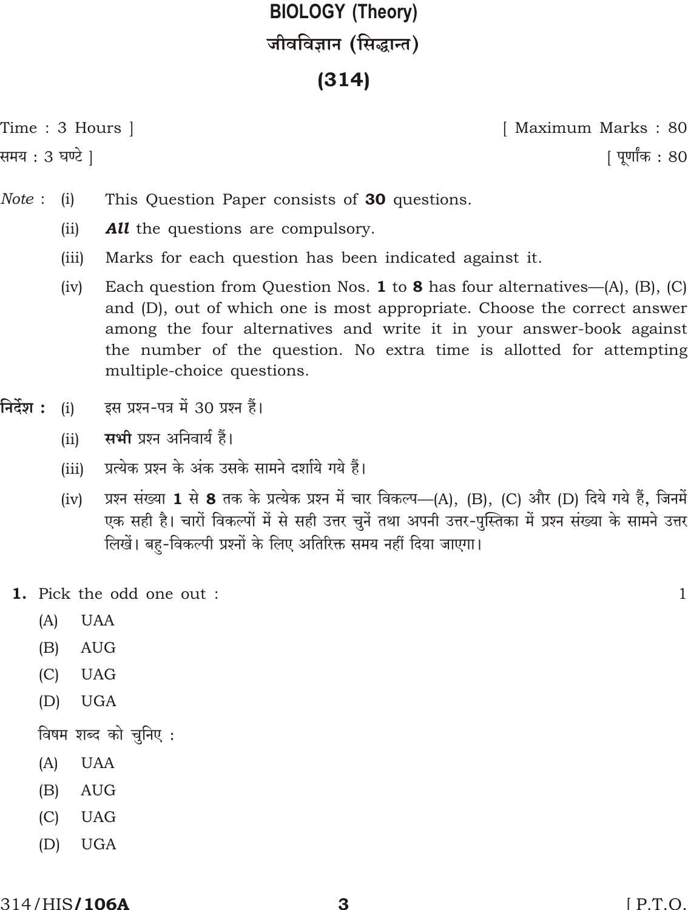# BIOLOGY (Theory)

# जीवविज्ञान (सिद्धान्त)

## (314)

Time : 3 Hours ] [ Maximum Marks : 80

समय : 3 घण्टे ] [ पूर्णांक : 80

*Note* :

(i) This Question Paper consists of **30** questions.

(ii) ***All*** the questions are compulsory.

(iii) Marks for each question has been indicated against it.

(iv) Each question from Question Nos. **1** to **8** has four alternatives—(A), (B), (C) and (D), out of which one is most appropriate. Choose the correct answer among the four alternatives and write it in your answer-book against the number of the question. No extra time is allotted for attempting multiple-choice questions.

**निर्देश :**

(i) इस प्रश्न-पत्र में 30 प्रश्न हैं।

(ii) **सभी** प्रश्न अनिवार्य हैं।

(iii) प्रत्येक प्रश्न के अंक उसके सामने दर्शाये गये हैं।

(iv) प्रश्न संख्या **1** से **8** तक के प्रत्येक प्रश्न में चार विकल्प—(A), (B), (C) और (D) दिये गये हैं, जिनमें एक सही है। चारों विकल्पों में से सही उत्तर चुनें तथा अपनी उत्तर-पुस्तिका में प्रश्न संख्या के सामने उत्तर लिखें। बहु-विकल्पी प्रश्नों के लिए अतिरिक्त समय नहीं दिया जाएगा।

**1.** Pick the odd one out : 1

(A) UAA

(B) AUG

(C) UAG

(D) UGA

विषम शब्द को चुनिए :

(A) UAA

(B) AUG

(C) UAG

(D) UGA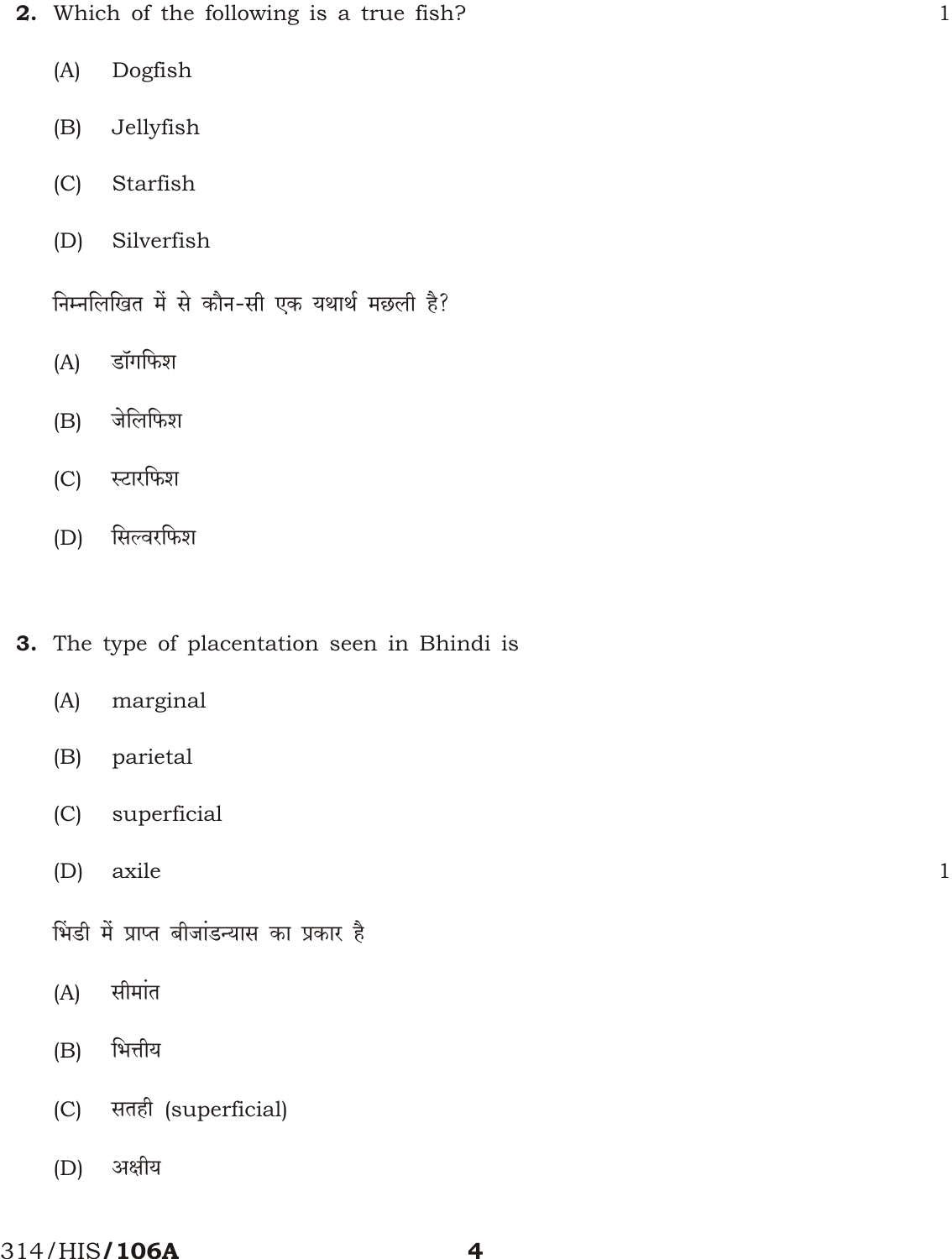**2.** Which of the following is a true fish? 1

(A) Dogfish

(B) Jellyfish

(C) Starfish

(D) Silverfish

निम्नलिखित में से कौन-सी एक यथार्थ मछली है?

(A) डॉगफिश

(B) जेलिफिश

(C) स्टारफिश

(D) सिल्वरफिश

**3.** The type of placentation seen in Bhindi is

(A) marginal

(B) parietal

(C) superficial

(D) axile 1

भिंडी में प्राप्त बीजांडन्यास का प्रकार है

(A) सीमांत

(B) भित्तीय

(C) सतही (superficial)

(D) अक्षीय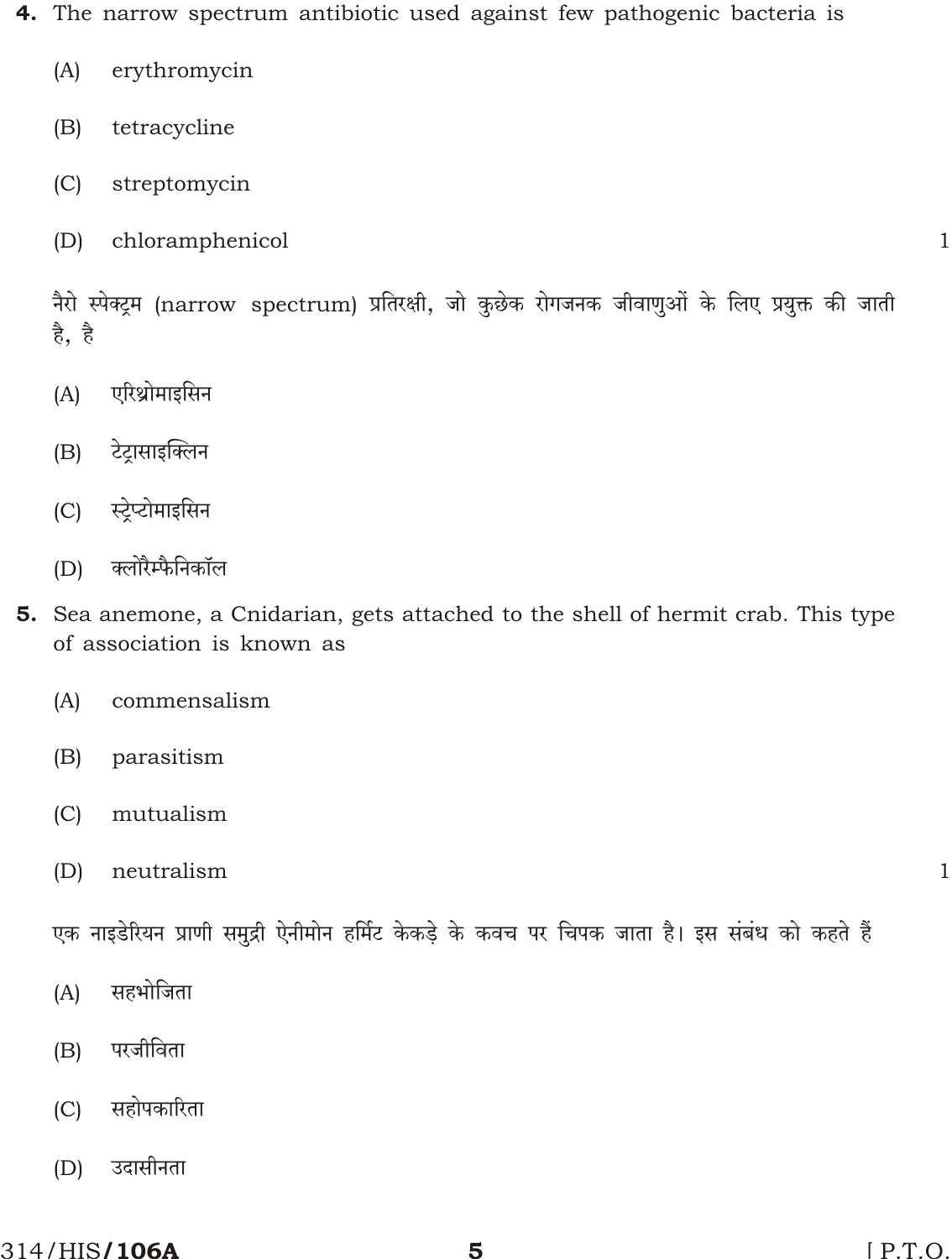**4.** The narrow spectrum antibiotic used against few pathogenic bacteria is

(A) erythromycin

(B) tetracycline

(C) streptomycin

(D) chloramphenicol 1

नैरो स्पेक्ट्रम (narrow spectrum) प्रतिरक्षी, जो कुछेक रोगजनक जीवाणुओं के लिए प्रयुक्त की जाती है, है

(A) एरिथ्रोमाइसिन

(B) टेट्रासाइक्लिन

(C) स्ट्रेप्टोमाइसिन

(D) क्लोरैम्फैनिकॉल

**5.** Sea anemone, a Cnidarian, gets attached to the shell of hermit crab. This type of association is known as

(A) commensalism

(B) parasitism

(C) mutualism

(D) neutralism 1

एक नाइडेरियन प्राणी समुद्री ऐनीमोन हर्मिट केकड़े के कवच पर चिपक जाता है। इस संबंध को कहते हैं

(A) सहभोजिता

(B) परजीविता

(C) सहोपकारिता

(D) उदासीनता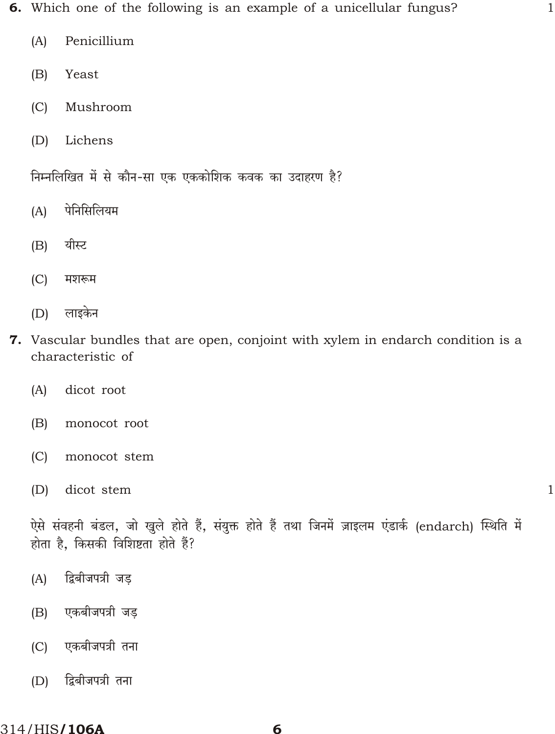**6.** Which one of the following is an example of a unicellular fungus? 1

(A) Penicillium

(B) Yeast

(C) Mushroom

(D) Lichens

निम्नलिखित में से कौन-सा एक एककोशिक कवक का उदाहरण है?

(A) पेनिसिलियम

(B) यीस्ट

(C) मशरूम

(D) लाइकेन

**7.** Vascular bundles that are open, conjoint with xylem in endarch condition is a characteristic of

(A) dicot root

(B) monocot root

(C) monocot stem

(D) dicot stem 1

ऐसे संवहनी बंडल, जो खुले होते हैं, संयुक्त होते हैं तथा जिनमें ज़ाइलम एंडार्क (endarch) स्थिति में होता है, किसकी विशिष्टता होते हैं?

(A) द्विबीजपत्री जड़

(B) एकबीजपत्री जड़

(C) एकबीजपत्री तना

(D) द्विबीजपत्री तना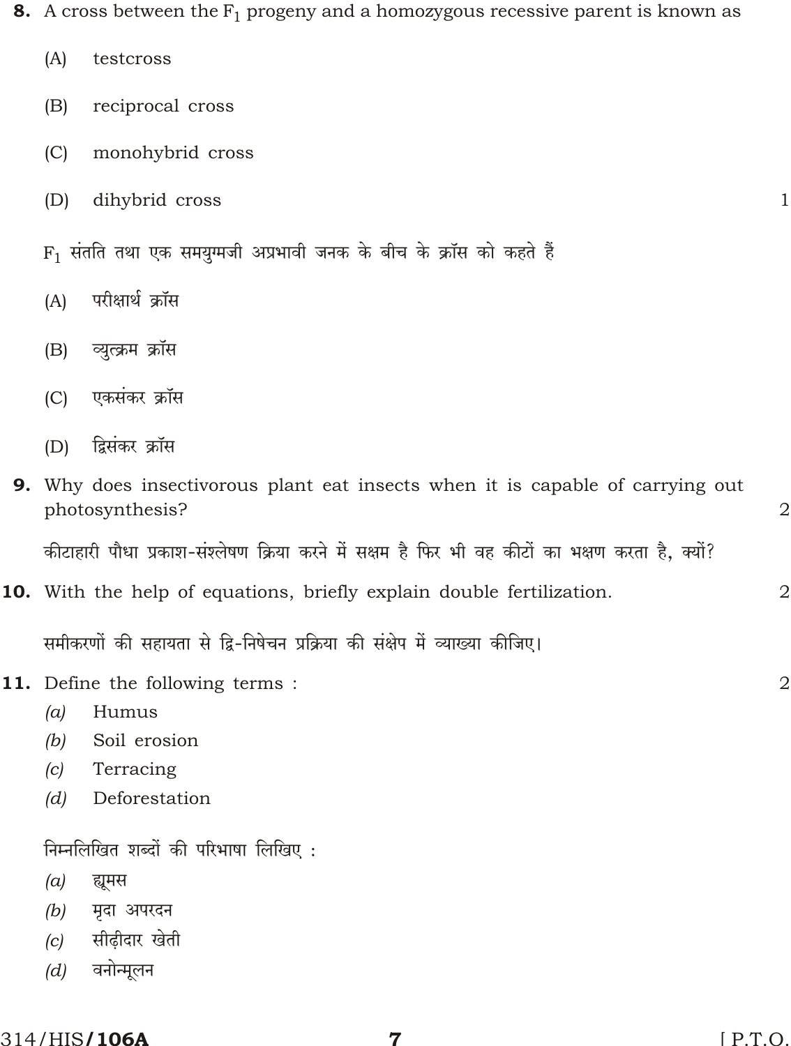**8.** A cross between the $F_1$ progeny and a homozygous recessive parent is known as

(A) testcross

(B) reciprocal cross

(C) monohybrid cross

(D) dihybrid cross 1

$F_1$ संतति तथा एक समयुग्मजी अप्रभावी जनक के बीच के क्रॉस को कहते हैं

(A) परीक्षार्थ क्रॉस

(B) व्युत्क्रम क्रॉस

(C) एकसंकर क्रॉस

(D) द्विसंकर क्रॉस

**9.** Why does insectivorous plant eat insects when it is capable of carrying out photosynthesis? 2

कीटाहारी पौधा प्रकाश-संश्लेषण क्रिया करने में सक्षम है फिर भी वह कीटों का भक्षण करता है, क्यों?

**10.** With the help of equations, briefly explain double fertilization. 2

समीकरणों की सहायता से द्वि-निषेचन प्रक्रिया की संक्षेप में व्याख्या कीजिए।

**11.** Define the following terms : 2

*(a)* Humus

*(b)* Soil erosion

*(c)* Terracing

*(d)* Deforestation

निम्नलिखित शब्दों की परिभाषा लिखिए :

*(a)* ह्यूमस

*(b)* मृदा अपरदन

*(c)* सीढ़ीदार खेती

*(d)* वनोन्मूलन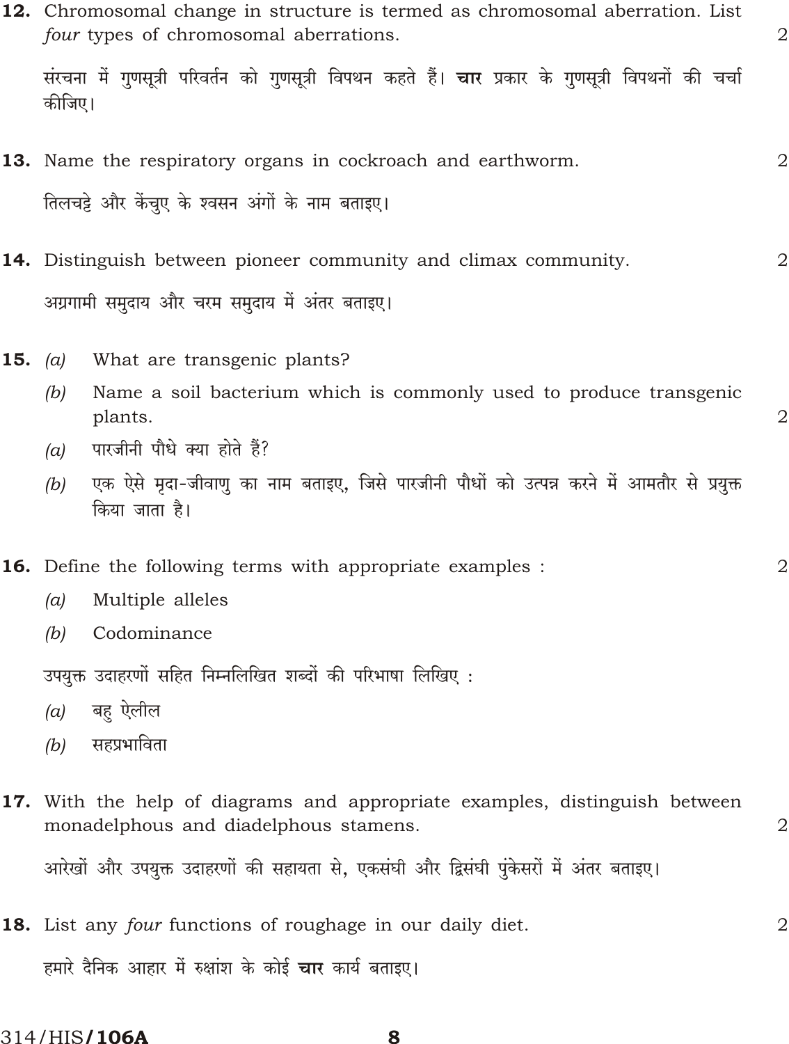**12.** Chromosomal change in structure is termed as chromosomal aberration. List *four* types of chromosomal aberrations. 2

संरचना में गुणसूत्री परिवर्तन को गुणसूत्री विपथन कहते हैं। **चार** प्रकार के गुणसूत्री विपथनों की चर्चा कीजिए।

**13.** Name the respiratory organs in cockroach and earthworm. 2

तिलचट्टे और केंचुए के श्वसन अंगों के नाम बताइए।

**14.** Distinguish between pioneer community and climax community. 2

अग्रगामी समुदाय और चरम समुदाय में अंतर बताइए।

**15.** *(a)* What are transgenic plants?

*(b)* Name a soil bacterium which is commonly used to produce transgenic plants. 2

*(a)* पारजीनी पौधे क्या होते हैं?

*(b)* एक ऐसे मृदा-जीवाणु का नाम बताइए, जिसे पारजीनी पौधों को उत्पन्न करने में आमतौर से प्रयुक्त किया जाता है।

**16.** Define the following terms with appropriate examples : 2

*(a)* Multiple alleles

*(b)* Codominance

उपयुक्त उदाहरणों सहित निम्नलिखित शब्दों की परिभाषा लिखिए :

*(a)* बहु ऐलील

*(b)* सहप्रभाविता

**17.** With the help of diagrams and appropriate examples, distinguish between monadelphous and diadelphous stamens. 2

आरेखों और उपयुक्त उदाहरणों की सहायता से, एकसंघी और द्विसंघी पुंकेसरों में अंतर बताइए।

**18.** List any *four* functions of roughage in our daily diet. 2

हमारे दैनिक आहार में रुक्षांश के कोई **चार** कार्य बताइए।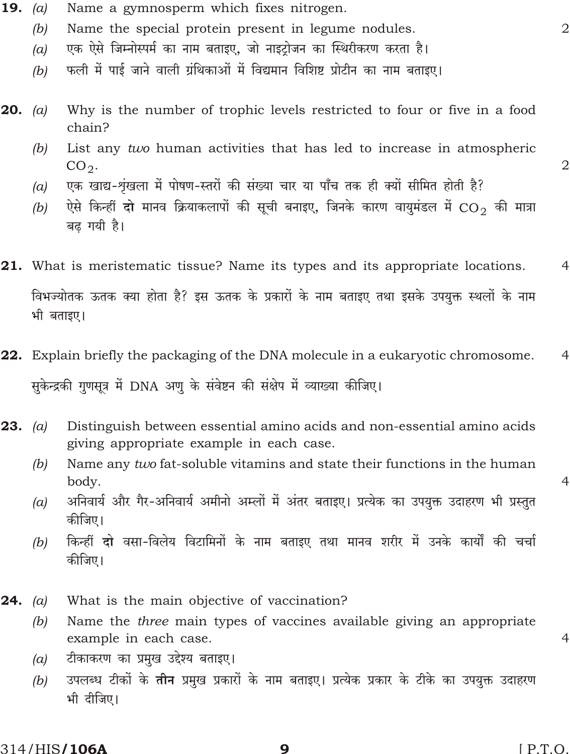**19.** *(a)* Name a gymnosperm which fixes nitrogen.

*(b)* Name the special protein present in legume nodules. 2

*(a)* एक ऐसे जिम्नोस्पर्म का नाम बताइए, जो नाइट्रोजन का स्थिरीकरण करता है।

*(b)* फली में पाई जाने वाली ग्रंथिकाओं में विद्यमान विशिष्ट प्रोटीन का नाम बताइए।

**20.** *(a)* Why is the number of trophic levels restricted to four or five in a food chain?

*(b)* List any *two* human activities that has led to increase in atmospheric $CO_2$. 2

*(a)* एक खाद्य-शृंखला में पोषण-स्तरों की संख्या चार या पाँच तक ही क्यों सीमित होती है?

*(b)* ऐसे किन्हीं **दो** मानव क्रियाकलापों की सूची बनाइए, जिनके कारण वायुमंडल में $CO_2$ की मात्रा बढ़ गयी है।

**21.** What is meristematic tissue? Name its types and its appropriate locations. 4

विभज्योतक ऊतक क्या होता है? इस ऊतक के प्रकारों के नाम बताइए तथा इसके उपयुक्त स्थलों के नाम भी बताइए।

**22.** Explain briefly the packaging of the DNA molecule in a eukaryotic chromosome. 4

सुकेन्द्रकी गुणसूत्र में DNA अणु के संवेष्टन की संक्षेप में व्याख्या कीजिए।

**23.** *(a)* Distinguish between essential amino acids and non-essential amino acids giving appropriate example in each case.

*(b)* Name any *two* fat-soluble vitamins and state their functions in the human body. 4

*(a)* अनिवार्य और गैर-अनिवार्य अमीनो अम्लों में अंतर बताइए। प्रत्येक का उपयुक्त उदाहरण भी प्रस्तुत कीजिए।

*(b)* किन्हीं **दो** वसा-विलेय विटामिनों के नाम बताइए तथा मानव शरीर में उनके कार्यों की चर्चा कीजिए।

**24.** *(a)* What is the main objective of vaccination?

*(b)* Name the *three* main types of vaccines available giving an appropriate example in each case. 4

*(a)* टीकाकरण का प्रमुख उद्देश्य बताइए।

*(b)* उपलब्ध टीकों के **तीन** प्रमुख प्रकारों के नाम बताइए। प्रत्येक प्रकार के टीके का उपयुक्त उदाहरण भी दीजिए।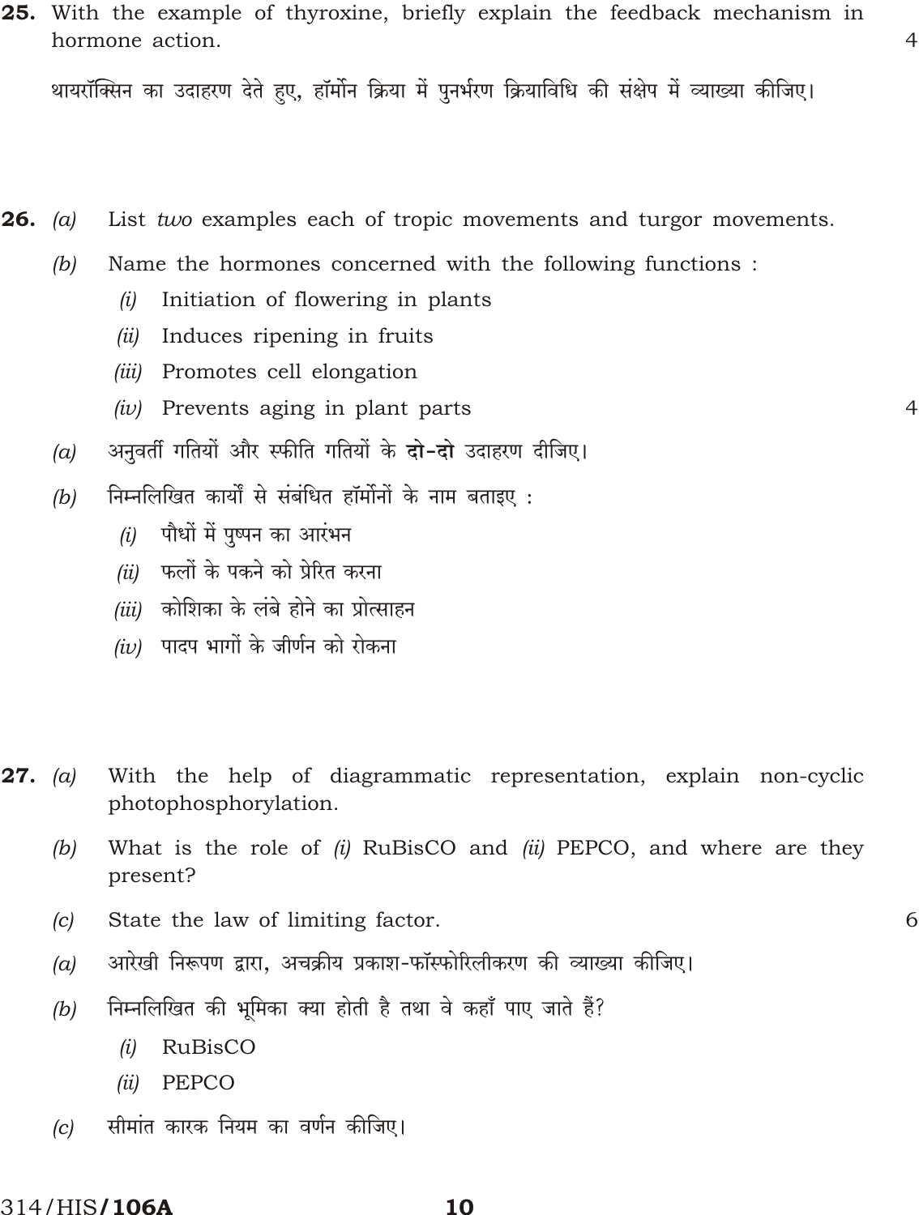**25.** With the example of thyroxine, briefly explain the feedback mechanism in hormone action. 4

थायरॉक्सिन का उदाहरण देते हुए, हॉर्मोन क्रिया में पुनर्भरण क्रियाविधि की संक्षेप में व्याख्या कीजिए।

**26.** *(a)* List *two* examples each of tropic movements and turgor movements.

*(b)* Name the hormones concerned with the following functions :

*(i)* Initiation of flowering in plants

*(ii)* Induces ripening in fruits

*(iii)* Promotes cell elongation

*(iv)* Prevents aging in plant parts 4

*(a)* अनुवर्ती गतियों और स्फीति गतियों के **दो-दो** उदाहरण दीजिए।

*(b)* निम्नलिखित कार्यों से संबंधित हॉर्मोनों के नाम बताइए :

*(i)* पौधों में पुष्पन का आरंभन

*(ii)* फलों के पकने को प्रेरित करना

*(iii)* कोशिका के लंबे होने का प्रोत्साहन

*(iv)* पादप भागों के जीर्णन को रोकना

**27.** *(a)* With the help of diagrammatic representation, explain non-cyclic photophosphorylation.

*(b)* What is the role of *(i)* RuBisCO and *(ii)* PEPCO, and where are they present?

*(c)* State the law of limiting factor. 6

*(a)* आरेखी निरूपण द्वारा, अचक्रीय प्रकाश-फॉस्फोरिलीकरण की व्याख्या कीजिए।

*(b)* निम्नलिखित की भूमिका क्या होती है तथा वे कहाँ पाए जाते हैं?

*(i)* RuBisCO

*(ii)* PEPCO

*(c)* सीमांत कारक नियम का वर्णन कीजिए।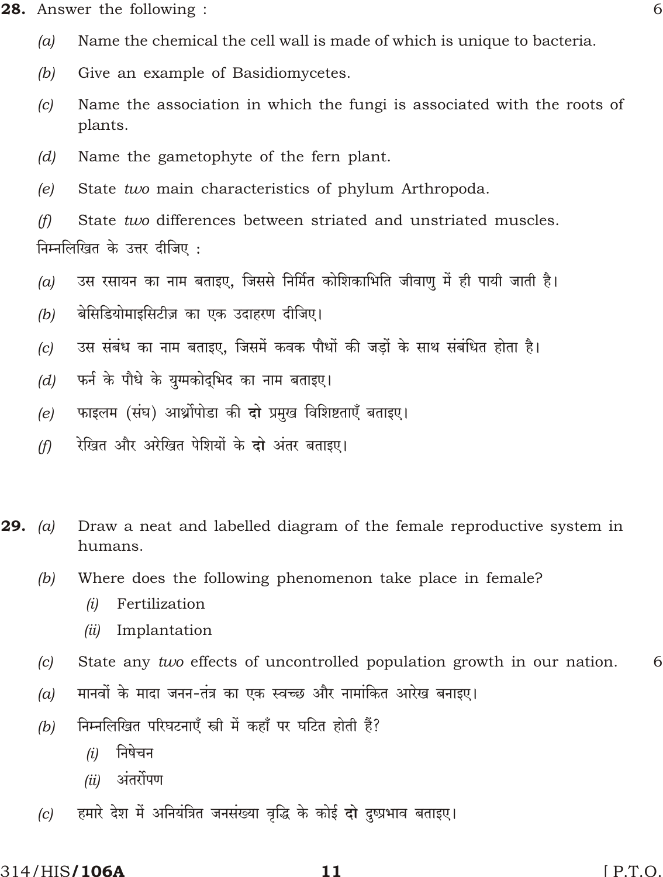**28.** Answer the following : 6

*(a)* Name the chemical the cell wall is made of which is unique to bacteria.

*(b)* Give an example of Basidiomycetes.

*(c)* Name the association in which the fungi is associated with the roots of plants.

*(d)* Name the gametophyte of the fern plant.

*(e)* State *two* main characteristics of phylum Arthropoda.

*(f)* State *two* differences between striated and unstriated muscles.

निम्नलिखित के उत्तर दीजिए :

*(a)* उस रसायन का नाम बताइए, जिससे निर्मित कोशिकाभिति जीवाणु में ही पायी जाती है।

*(b)* बेसिडियोमाइसिटीज़ का एक उदाहरण दीजिए।

*(c)* उस संबंध का नाम बताइए, जिसमें कवक पौधों की जड़ों के साथ संबंधित होता है।

*(d)* फर्न के पौधे के युग्मकोद्भिद का नाम बताइए।

*(e)* फाइलम (संघ) आर्थ्रोपोडा की **दो** प्रमुख विशिष्टताएँ बताइए।

*(f)* रेखित और अरेखित पेशियों के **दो** अंतर बताइए।

**29.** *(a)* Draw a neat and labelled diagram of the female reproductive system in humans.

*(b)* Where does the following phenomenon take place in female?

  *(i)* Fertilization

  *(ii)* Implantation

*(c)* State any *two* effects of uncontrolled population growth in our nation. 6

*(a)* मानवों के मादा जनन-तंत्र का एक स्वच्छ और नामांकित आरेख बनाइए।

*(b)* निम्नलिखित परिघटनाएँ स्त्री में कहाँ पर घटित होती हैं?

  *(i)* निषेचन

  *(ii)* अंतर्रोपण

*(c)* हमारे देश में अनियंत्रित जनसंख्या वृद्धि के कोई **दो** दुष्प्रभाव बताइए।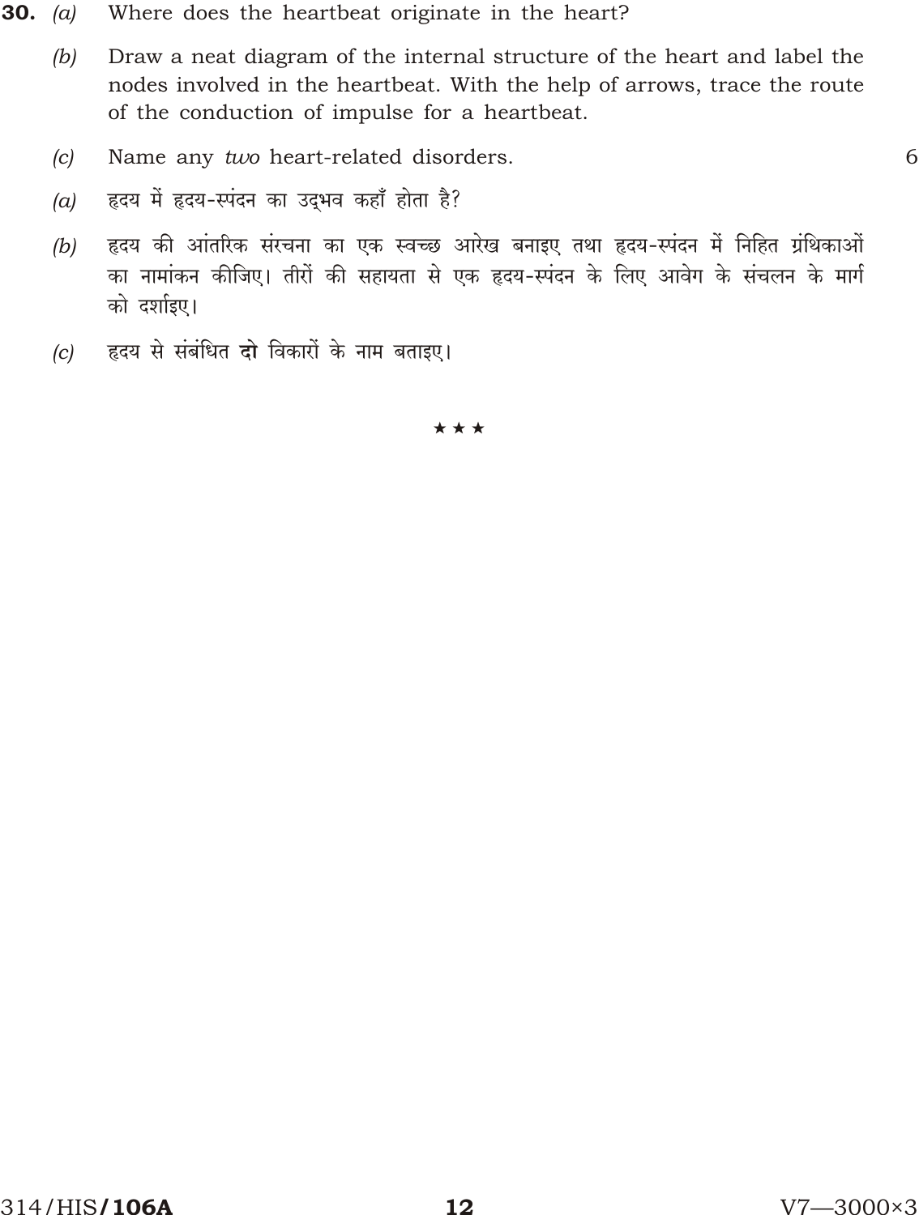**30.** *(a)* Where does the heartbeat originate in the heart?

*(b)* Draw a neat diagram of the internal structure of the heart and label the nodes involved in the heartbeat. With the help of arrows, trace the route of the conduction of impulse for a heartbeat.

*(c)* Name any *two* heart-related disorders. 6

*(a)* हृदय में हृदय-स्पंदन का उद्भव कहाँ होता है?

*(b)* हृदय की आंतरिक संरचना का एक स्वच्छ आरेख बनाइए तथा हृदय-स्पंदन में निहित ग्रंथिकाओं का नामांकन कीजिए। तीरों की सहायता से एक हृदय-स्पंदन के लिए आवेग के संचलन के मार्ग को दर्शाइए।

*(c)* हृदय से संबंधित **दो** विकारों के नाम बताइए।

★ ★ ★